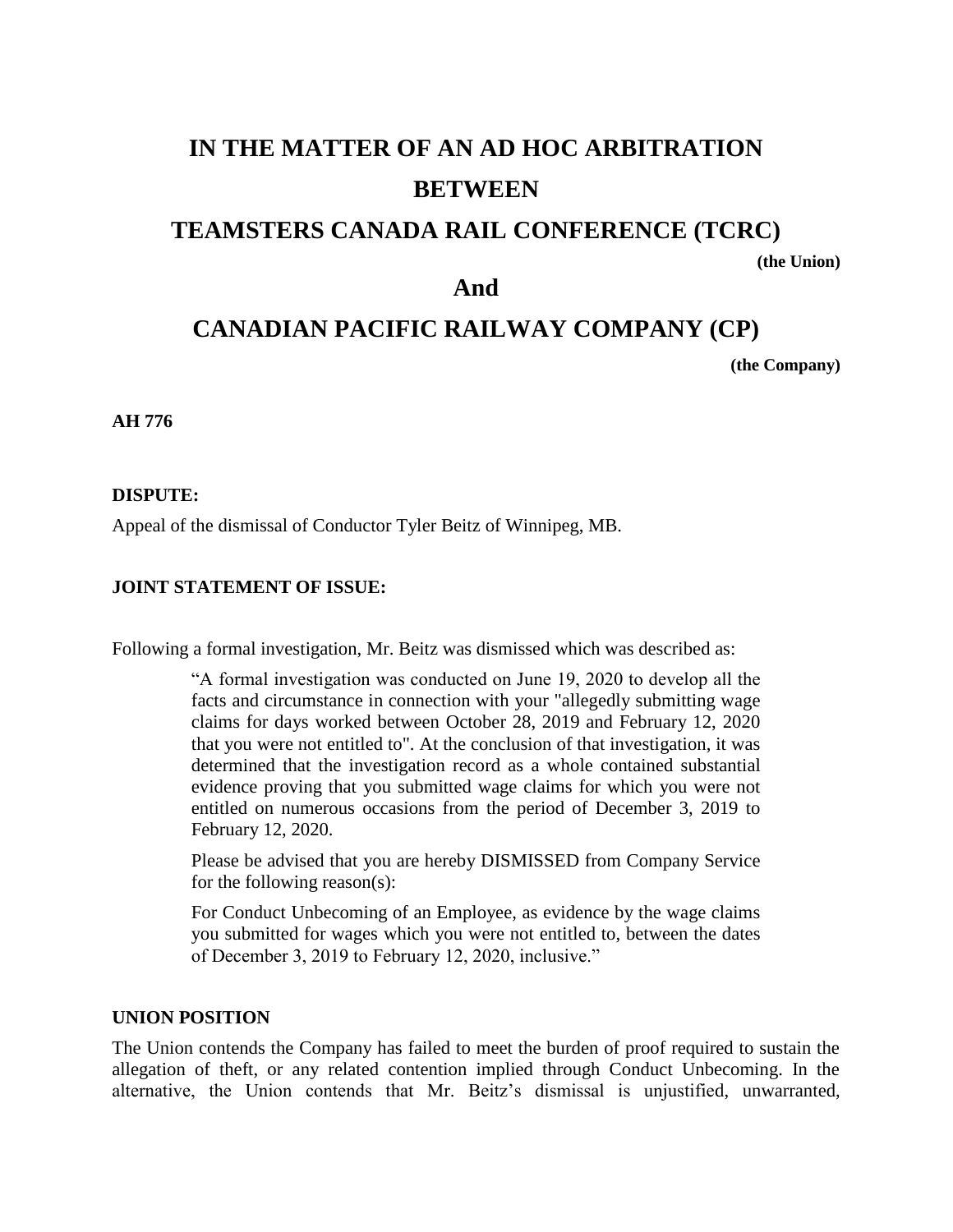# IN THE MATTER OF AN AD HOC ARBITRATION BETWEEN

# TEAMSTERS CANADA RAIL CONFERENCE (TCRC)

**(the Union)**

# And

# CANADIAN PACIFIC RAILWAY COMPANY (CP)

**(the Company)**

**AH 776**

**DISPUTE:**

Appeal of the dismissal of Conductor Tyler Beitz of Winnipeg, MB.

**JOINT STATEMENT OF ISSUE:**

Following a formal investigation, Mr. Beitz was dismissed which was described as:

> "A formal investigation was conducted on June 19, 2020 to develop all the facts and circumstance in connection with your "allegedly submitting wage claims for days worked between October 28, 2019 and February 12, 2020 that you were not entitled to". At the conclusion of that investigation, it was determined that the investigation record as a whole contained substantial evidence proving that you submitted wage claims for which you were not entitled on numerous occasions from the period of December 3, 2019 to February 12, 2020.
>
> Please be advised that you are hereby DISMISSED from Company Service for the following reason(s):
>
> For Conduct Unbecoming of an Employee, as evidence by the wage claims you submitted for wages which you were not entitled to, between the dates of December 3, 2019 to February 12, 2020, inclusive."

**UNION POSITION**

The Union contends the Company has failed to meet the burden of proof required to sustain the allegation of theft, or any related contention implied through Conduct Unbecoming. In the alternative, the Union contends that Mr. Beitz's dismissal is unjustified, unwarranted,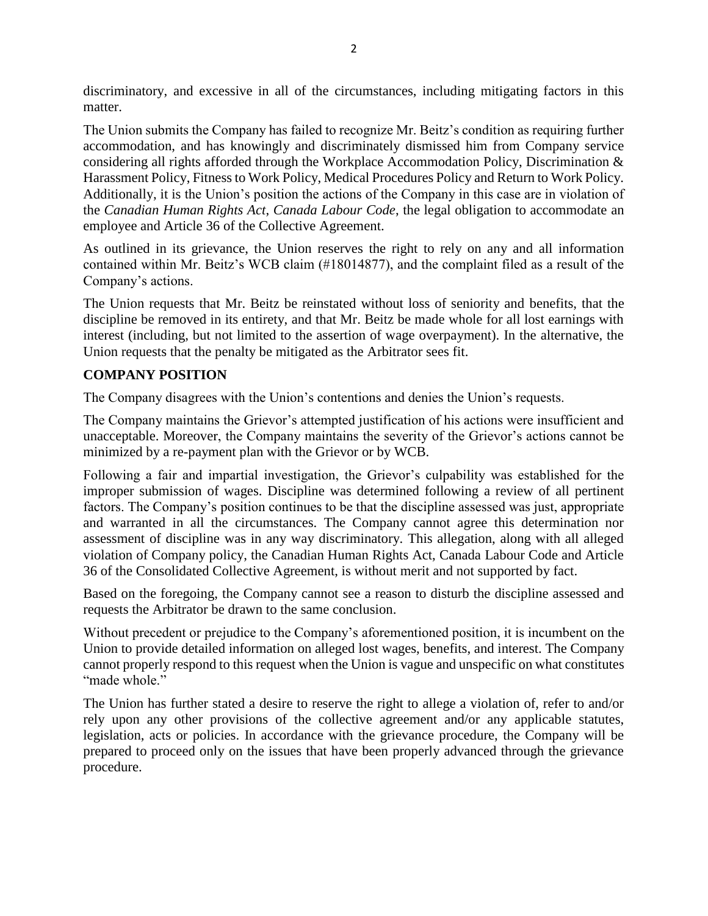discriminatory, and excessive in all of the circumstances, including mitigating factors in this matter.

The Union submits the Company has failed to recognize Mr. Beitz's condition as requiring further accommodation, and has knowingly and discriminately dismissed him from Company service considering all rights afforded through the Workplace Accommodation Policy, Discrimination & Harassment Policy, Fitness to Work Policy, Medical Procedures Policy and Return to Work Policy. Additionally, it is the Union's position the actions of the Company in this case are in violation of the *Canadian Human Rights Act*, *Canada Labour Code*, the legal obligation to accommodate an employee and Article 36 of the Collective Agreement.

As outlined in its grievance, the Union reserves the right to rely on any and all information contained within Mr. Beitz's WCB claim (#18014877), and the complaint filed as a result of the Company's actions.

The Union requests that Mr. Beitz be reinstated without loss of seniority and benefits, that the discipline be removed in its entirety, and that Mr. Beitz be made whole for all lost earnings with interest (including, but not limited to the assertion of wage overpayment). In the alternative, the Union requests that the penalty be mitigated as the Arbitrator sees fit.

**COMPANY POSITION**

The Company disagrees with the Union's contentions and denies the Union's requests.

The Company maintains the Grievor's attempted justification of his actions were insufficient and unacceptable. Moreover, the Company maintains the severity of the Grievor's actions cannot be minimized by a re-payment plan with the Grievor or by WCB.

Following a fair and impartial investigation, the Grievor's culpability was established for the improper submission of wages. Discipline was determined following a review of all pertinent factors. The Company's position continues to be that the discipline assessed was just, appropriate and warranted in all the circumstances. The Company cannot agree this determination nor assessment of discipline was in any way discriminatory. This allegation, along with all alleged violation of Company policy, the Canadian Human Rights Act, Canada Labour Code and Article 36 of the Consolidated Collective Agreement, is without merit and not supported by fact.

Based on the foregoing, the Company cannot see a reason to disturb the discipline assessed and requests the Arbitrator be drawn to the same conclusion.

Without precedent or prejudice to the Company's aforementioned position, it is incumbent on the Union to provide detailed information on alleged lost wages, benefits, and interest. The Company cannot properly respond to this request when the Union is vague and unspecific on what constitutes "made whole."

The Union has further stated a desire to reserve the right to allege a violation of, refer to and/or rely upon any other provisions of the collective agreement and/or any applicable statutes, legislation, acts or policies. In accordance with the grievance procedure, the Company will be prepared to proceed only on the issues that have been properly advanced through the grievance procedure.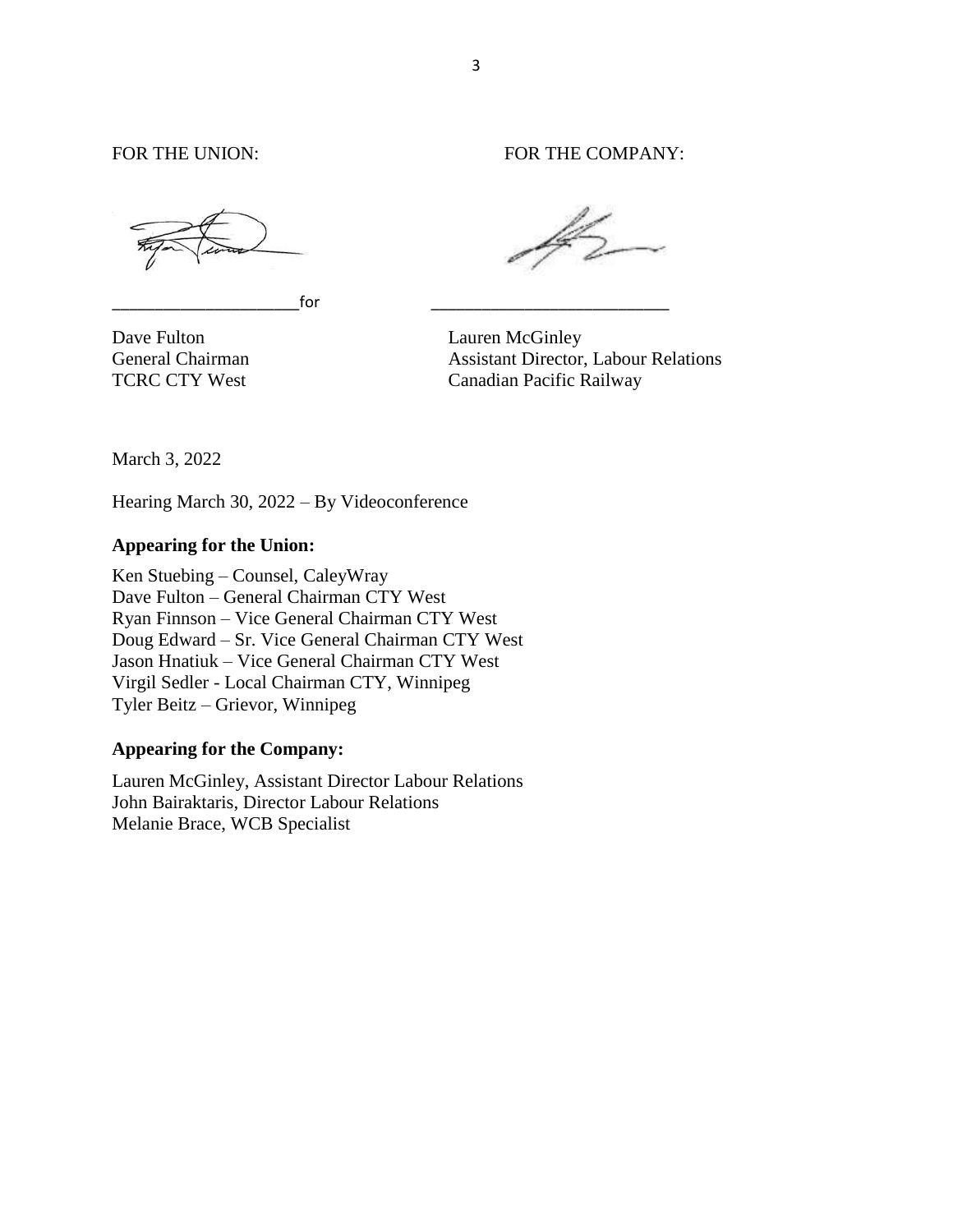FOR THE UNION: FOR THE COMPANY:

_____________________for _______________________

Dave Fulton
General Chairman
TCRC CTY West

Lauren McGinley
Assistant Director, Labour Relations
Canadian Pacific Railway

March 3, 2022

Hearing March 30, 2022 – By Videoconference

**Appearing for the Union:**

Ken Stuebing – Counsel, CaleyWray
Dave Fulton – General Chairman CTY West
Ryan Finnson – Vice General Chairman CTY West
Doug Edward – Sr. Vice General Chairman CTY West
Jason Hnatiuk – Vice General Chairman CTY West
Virgil Sedler - Local Chairman CTY, Winnipeg
Tyler Beitz – Grievor, Winnipeg

**Appearing for the Company:**

Lauren McGinley, Assistant Director Labour Relations
John Bairaktaris, Director Labour Relations
Melanie Brace, WCB Specialist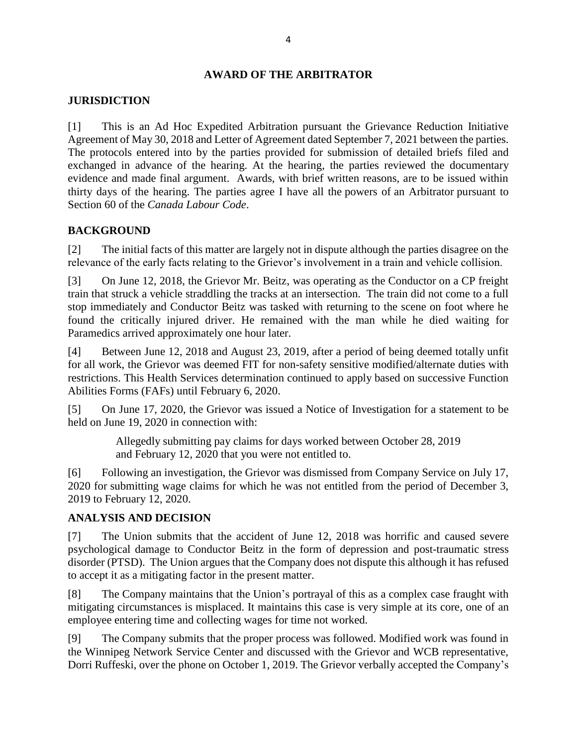## AWARD OF THE ARBITRATOR

### JURISDICTION

[1] This is an Ad Hoc Expedited Arbitration pursuant the Grievance Reduction Initiative Agreement of May 30, 2018 and Letter of Agreement dated September 7, 2021 between the parties. The protocols entered into by the parties provided for submission of detailed briefs filed and exchanged in advance of the hearing. At the hearing, the parties reviewed the documentary evidence and made final argument. Awards, with brief written reasons, are to be issued within thirty days of the hearing. The parties agree I have all the powers of an Arbitrator pursuant to Section 60 of the *Canada Labour Code*.

### BACKGROUND

[2] The initial facts of this matter are largely not in dispute although the parties disagree on the relevance of the early facts relating to the Grievor's involvement in a train and vehicle collision.

[3] On June 12, 2018, the Grievor Mr. Beitz, was operating as the Conductor on a CP freight train that struck a vehicle straddling the tracks at an intersection. The train did not come to a full stop immediately and Conductor Beitz was tasked with returning to the scene on foot where he found the critically injured driver. He remained with the man while he died waiting for Paramedics arrived approximately one hour later.

[4] Between June 12, 2018 and August 23, 2019, after a period of being deemed totally unfit for all work, the Grievor was deemed FIT for non-safety sensitive modified/alternate duties with restrictions. This Health Services determination continued to apply based on successive Function Abilities Forms (FAFs) until February 6, 2020.

[5] On June 17, 2020, the Grievor was issued a Notice of Investigation for a statement to be held on June 19, 2020 in connection with:

> Allegedly submitting pay claims for days worked between October 28, 2019 and February 12, 2020 that you were not entitled to.

[6] Following an investigation, the Grievor was dismissed from Company Service on July 17, 2020 for submitting wage claims for which he was not entitled from the period of December 3, 2019 to February 12, 2020.

### ANALYSIS AND DECISION

[7] The Union submits that the accident of June 12, 2018 was horrific and caused severe psychological damage to Conductor Beitz in the form of depression and post-traumatic stress disorder (PTSD). The Union argues that the Company does not dispute this although it has refused to accept it as a mitigating factor in the present matter.

[8] The Company maintains that the Union's portrayal of this as a complex case fraught with mitigating circumstances is misplaced. It maintains this case is very simple at its core, one of an employee entering time and collecting wages for time not worked.

[9] The Company submits that the proper process was followed. Modified work was found in the Winnipeg Network Service Center and discussed with the Grievor and WCB representative, Dorri Ruffeski, over the phone on October 1, 2019. The Grievor verbally accepted the Company's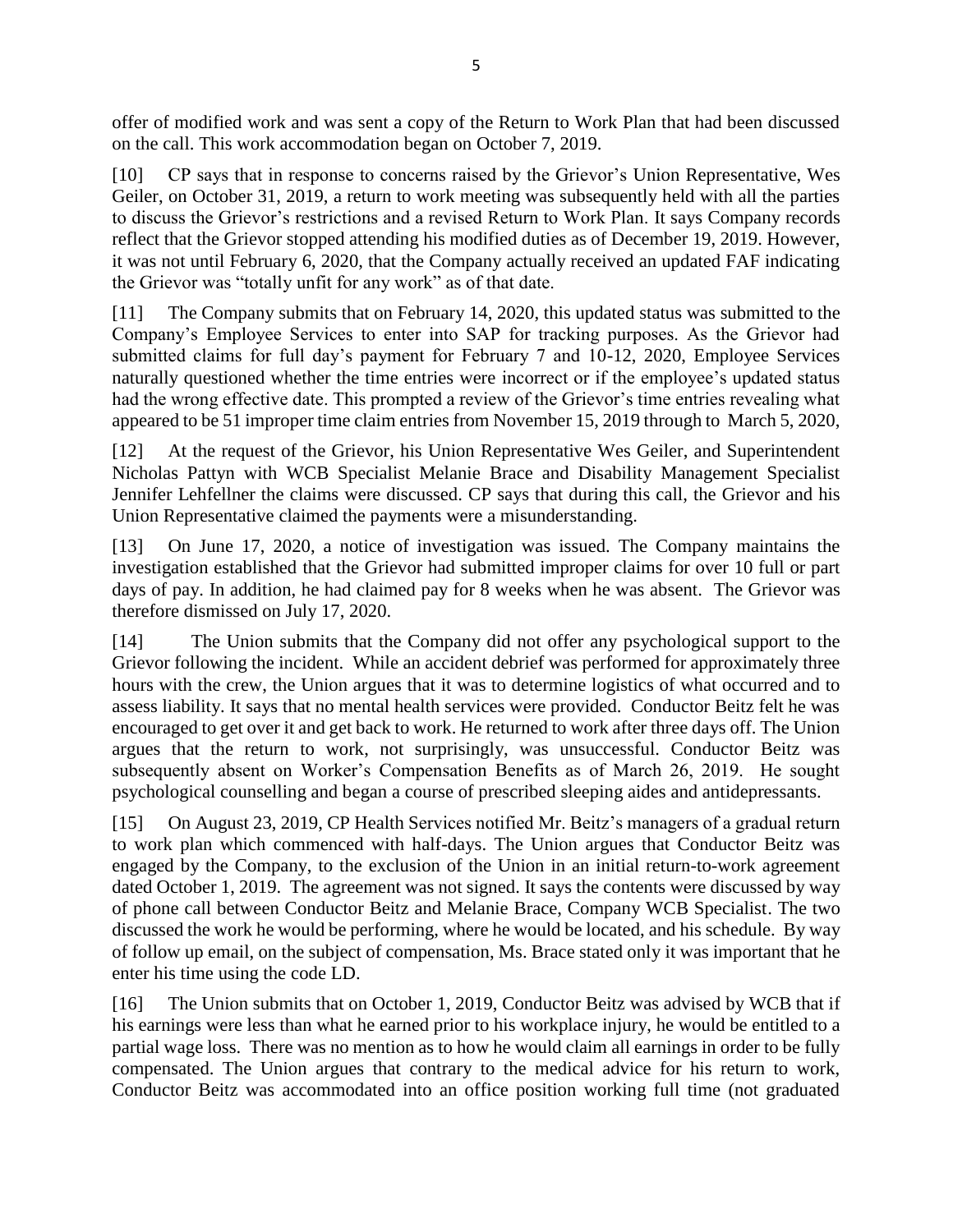offer of modified work and was sent a copy of the Return to Work Plan that had been discussed on the call. This work accommodation began on October 7, 2019.

[10] CP says that in response to concerns raised by the Grievor's Union Representative, Wes Geiler, on October 31, 2019, a return to work meeting was subsequently held with all the parties to discuss the Grievor's restrictions and a revised Return to Work Plan. It says Company records reflect that the Grievor stopped attending his modified duties as of December 19, 2019. However, it was not until February 6, 2020, that the Company actually received an updated FAF indicating the Grievor was "totally unfit for any work" as of that date.

[11] The Company submits that on February 14, 2020, this updated status was submitted to the Company's Employee Services to enter into SAP for tracking purposes. As the Grievor had submitted claims for full day's payment for February 7 and 10-12, 2020, Employee Services naturally questioned whether the time entries were incorrect or if the employee's updated status had the wrong effective date. This prompted a review of the Grievor's time entries revealing what appeared to be 51 improper time claim entries from November 15, 2019 through to March 5, 2020,

[12] At the request of the Grievor, his Union Representative Wes Geiler, and Superintendent Nicholas Pattyn with WCB Specialist Melanie Brace and Disability Management Specialist Jennifer Lehfellner the claims were discussed. CP says that during this call, the Grievor and his Union Representative claimed the payments were a misunderstanding.

[13] On June 17, 2020, a notice of investigation was issued. The Company maintains the investigation established that the Grievor had submitted improper claims for over 10 full or part days of pay. In addition, he had claimed pay for 8 weeks when he was absent. The Grievor was therefore dismissed on July 17, 2020.

[14] The Union submits that the Company did not offer any psychological support to the Grievor following the incident. While an accident debrief was performed for approximately three hours with the crew, the Union argues that it was to determine logistics of what occurred and to assess liability. It says that no mental health services were provided. Conductor Beitz felt he was encouraged to get over it and get back to work. He returned to work after three days off. The Union argues that the return to work, not surprisingly, was unsuccessful. Conductor Beitz was subsequently absent on Worker's Compensation Benefits as of March 26, 2019. He sought psychological counselling and began a course of prescribed sleeping aides and antidepressants.

[15] On August 23, 2019, CP Health Services notified Mr. Beitz's managers of a gradual return to work plan which commenced with half-days. The Union argues that Conductor Beitz was engaged by the Company, to the exclusion of the Union in an initial return-to-work agreement dated October 1, 2019. The agreement was not signed. It says the contents were discussed by way of phone call between Conductor Beitz and Melanie Brace, Company WCB Specialist. The two discussed the work he would be performing, where he would be located, and his schedule. By way of follow up email, on the subject of compensation, Ms. Brace stated only it was important that he enter his time using the code LD.

[16] The Union submits that on October 1, 2019, Conductor Beitz was advised by WCB that if his earnings were less than what he earned prior to his workplace injury, he would be entitled to a partial wage loss. There was no mention as to how he would claim all earnings in order to be fully compensated. The Union argues that contrary to the medical advice for his return to work, Conductor Beitz was accommodated into an office position working full time (not graduated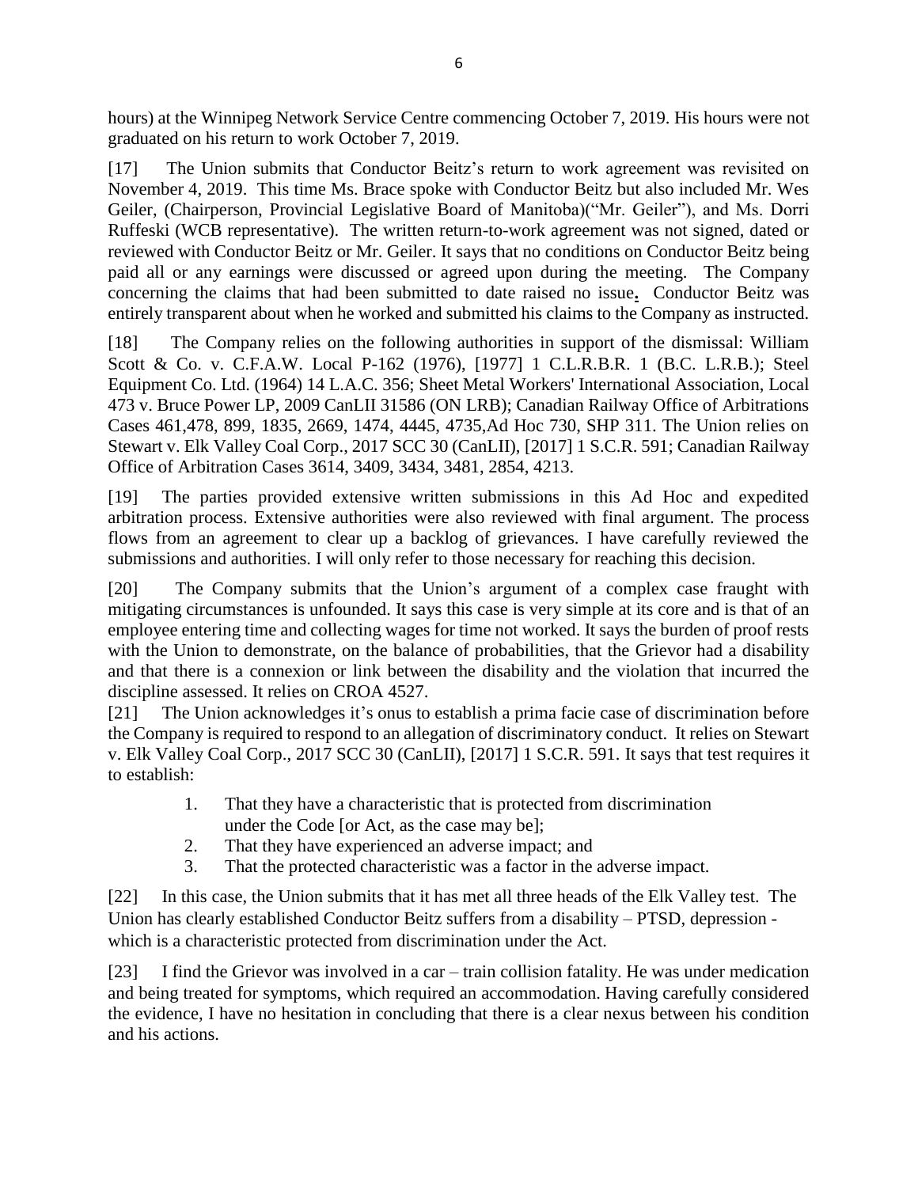hours) at the Winnipeg Network Service Centre commencing October 7, 2019. His hours were not graduated on his return to work October 7, 2019.

[17] The Union submits that Conductor Beitz's return to work agreement was revisited on November 4, 2019. This time Ms. Brace spoke with Conductor Beitz but also included Mr. Wes Geiler, (Chairperson, Provincial Legislative Board of Manitoba)("Mr. Geiler"), and Ms. Dorri Ruffeski (WCB representative). The written return-to-work agreement was not signed, dated or reviewed with Conductor Beitz or Mr. Geiler. It says that no conditions on Conductor Beitz being paid all or any earnings were discussed or agreed upon during the meeting. The Company concerning the claims that had been submitted to date raised no issue**.** Conductor Beitz was entirely transparent about when he worked and submitted his claims to the Company as instructed.

[18] The Company relies on the following authorities in support of the dismissal: William Scott & Co. v. C.F.A.W. Local P-162 (1976), [1977] 1 C.L.R.B.R. 1 (B.C. L.R.B.); Steel Equipment Co. Ltd. (1964) 14 L.A.C. 356; Sheet Metal Workers' International Association, Local 473 v. Bruce Power LP, 2009 CanLII 31586 (ON LRB); Canadian Railway Office of Arbitrations Cases 461,478, 899, 1835, 2669, 1474, 4445, 4735,Ad Hoc 730, SHP 311. The Union relies on Stewart v. Elk Valley Coal Corp., 2017 SCC 30 (CanLII), [2017] 1 S.C.R. 591; Canadian Railway Office of Arbitration Cases 3614, 3409, 3434, 3481, 2854, 4213.

[19] The parties provided extensive written submissions in this Ad Hoc and expedited arbitration process. Extensive authorities were also reviewed with final argument. The process flows from an agreement to clear up a backlog of grievances. I have carefully reviewed the submissions and authorities. I will only refer to those necessary for reaching this decision.

[20] The Company submits that the Union's argument of a complex case fraught with mitigating circumstances is unfounded. It says this case is very simple at its core and is that of an employee entering time and collecting wages for time not worked. It says the burden of proof rests with the Union to demonstrate, on the balance of probabilities, that the Grievor had a disability and that there is a connexion or link between the disability and the violation that incurred the discipline assessed. It relies on CROA 4527.

[21] The Union acknowledges it's onus to establish a prima facie case of discrimination before the Company is required to respond to an allegation of discriminatory conduct. It relies on Stewart v. Elk Valley Coal Corp., 2017 SCC 30 (CanLII), [2017] 1 S.C.R. 591. It says that test requires it to establish:

1. That they have a characteristic that is protected from discrimination under the Code [or Act, as the case may be];
2. That they have experienced an adverse impact; and
3. That the protected characteristic was a factor in the adverse impact.

[22] In this case, the Union submits that it has met all three heads of the Elk Valley test. The Union has clearly established Conductor Beitz suffers from a disability – PTSD, depression - which is a characteristic protected from discrimination under the Act.

[23] I find the Grievor was involved in a car – train collision fatality. He was under medication and being treated for symptoms, which required an accommodation. Having carefully considered the evidence, I have no hesitation in concluding that there is a clear nexus between his condition and his actions.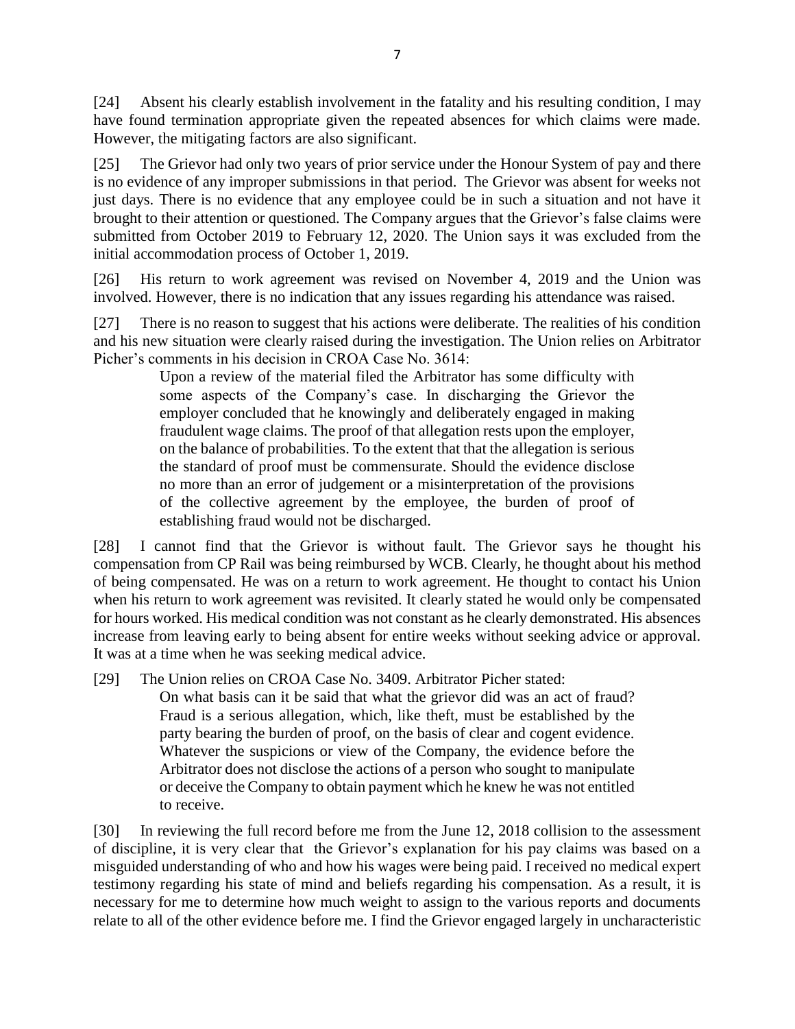[24] Absent his clearly establish involvement in the fatality and his resulting condition, I may have found termination appropriate given the repeated absences for which claims were made. However, the mitigating factors are also significant.

[25] The Grievor had only two years of prior service under the Honour System of pay and there is no evidence of any improper submissions in that period. The Grievor was absent for weeks not just days. There is no evidence that any employee could be in such a situation and not have it brought to their attention or questioned. The Company argues that the Grievor's false claims were submitted from October 2019 to February 12, 2020. The Union says it was excluded from the initial accommodation process of October 1, 2019.

[26] His return to work agreement was revised on November 4, 2019 and the Union was involved. However, there is no indication that any issues regarding his attendance was raised.

[27] There is no reason to suggest that his actions were deliberate. The realities of his condition and his new situation were clearly raised during the investigation. The Union relies on Arbitrator Picher's comments in his decision in CROA Case No. 3614:

> Upon a review of the material filed the Arbitrator has some difficulty with some aspects of the Company's case. In discharging the Grievor the employer concluded that he knowingly and deliberately engaged in making fraudulent wage claims. The proof of that allegation rests upon the employer, on the balance of probabilities. To the extent that that the allegation is serious the standard of proof must be commensurate. Should the evidence disclose no more than an error of judgement or a misinterpretation of the provisions of the collective agreement by the employee, the burden of proof of establishing fraud would not be discharged.

[28] I cannot find that the Grievor is without fault. The Grievor says he thought his compensation from CP Rail was being reimbursed by WCB. Clearly, he thought about his method of being compensated. He was on a return to work agreement. He thought to contact his Union when his return to work agreement was revisited. It clearly stated he would only be compensated for hours worked. His medical condition was not constant as he clearly demonstrated. His absences increase from leaving early to being absent for entire weeks without seeking advice or approval. It was at a time when he was seeking medical advice.

[29] The Union relies on CROA Case No. 3409. Arbitrator Picher stated:

> On what basis can it be said that what the grievor did was an act of fraud? Fraud is a serious allegation, which, like theft, must be established by the party bearing the burden of proof, on the basis of clear and cogent evidence. Whatever the suspicions or view of the Company, the evidence before the Arbitrator does not disclose the actions of a person who sought to manipulate or deceive the Company to obtain payment which he knew he was not entitled to receive.

[30] In reviewing the full record before me from the June 12, 2018 collision to the assessment of discipline, it is very clear that the Grievor's explanation for his pay claims was based on a misguided understanding of who and how his wages were being paid. I received no medical expert testimony regarding his state of mind and beliefs regarding his compensation. As a result, it is necessary for me to determine how much weight to assign to the various reports and documents relate to all of the other evidence before me. I find the Grievor engaged largely in uncharacteristic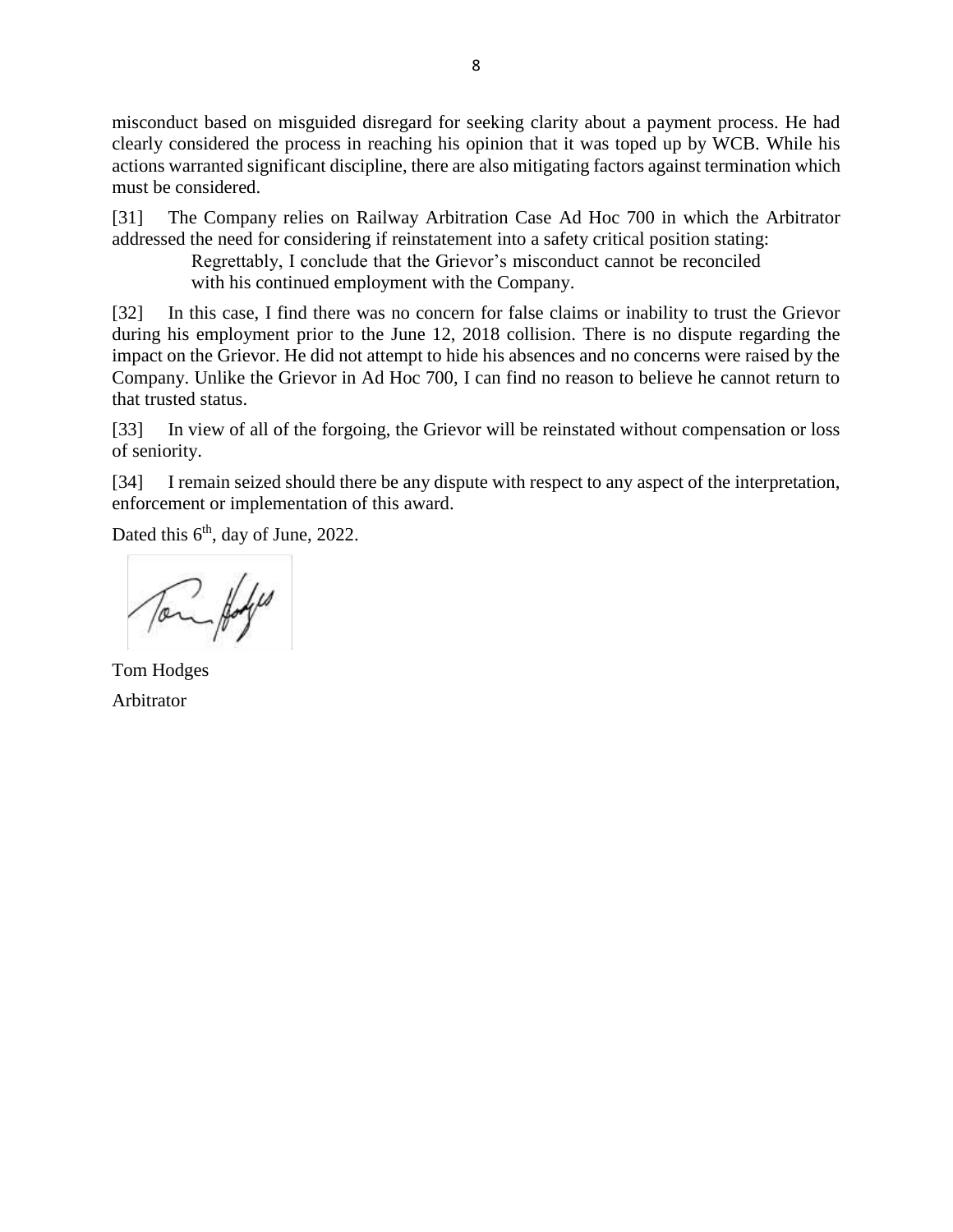misconduct based on misguided disregard for seeking clarity about a payment process. He had clearly considered the process in reaching his opinion that it was toped up by WCB. While his actions warranted significant discipline, there are also mitigating factors against termination which must be considered.

[31] The Company relies on Railway Arbitration Case Ad Hoc 700 in which the Arbitrator addressed the need for considering if reinstatement into a safety critical position stating:

> Regrettably, I conclude that the Grievor's misconduct cannot be reconciled with his continued employment with the Company.

[32] In this case, I find there was no concern for false claims or inability to trust the Grievor during his employment prior to the June 12, 2018 collision. There is no dispute regarding the impact on the Grievor. He did not attempt to hide his absences and no concerns were raised by the Company. Unlike the Grievor in Ad Hoc 700, I can find no reason to believe he cannot return to that trusted status.

[33] In view of all of the forgoing, the Grievor will be reinstated without compensation or loss of seniority.

[34] I remain seized should there be any dispute with respect to any aspect of the interpretation, enforcement or implementation of this award.

Dated this 6th, day of June, 2022.

Tom Hodges

Arbitrator